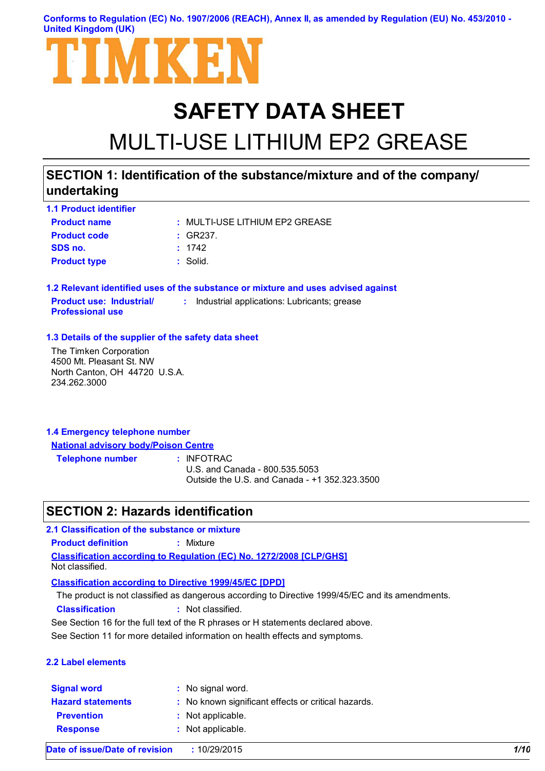Conforms to Regulation (EC) No. 1907/2006 (REACH), Annex II, as amended by Regulation (EU) No. 453/2010 - United Kingdom (UK)

TIMKEN

# SAFETY DATA SHEET

# MULTI-USE LITHIUM EP2 GREASE

## SECTION 1: Identification of the substance/mixture and of the company/ undertaking

### 1.1 Product identifier

| | | |
|---|---|---|
| **Product name** | : | MULTI-USE LITHIUM EP2 GREASE |
| **Product code** | : | GR237. |
| **SDS no.** | : | 1742 |
| **Product type** | : | Solid. |

### 1.2 Relevant identified uses of the substance or mixture and uses advised against

| | | |
|---|---|---|
| **Product use: Industrial/ Professional use** | : | Industrial applications: Lubricants; grease |

### 1.3 Details of the supplier of the safety data sheet

The Timken Corporation
4500 Mt. Pleasant St. NW
North Canton, OH 44720 U.S.A.
234.262.3000

### 1.4 Emergency telephone number

**National advisory body/Poison Centre**

| | | |
|---|---|---|
| **Telephone number** | : | INFOTRAC<br>U.S. and Canada - 800.535.5053<br>Outside the U.S. and Canada - +1 352.323.3500 |

## SECTION 2: Hazards identification

### 2.1 Classification of the substance or mixture

**Product definition** : Mixture

**Classification according to Regulation (EC) No. 1272/2008 [CLP/GHS]**

Not classified.

**Classification according to Directive 1999/45/EC [DPD]**

The product is not classified as dangerous according to Directive 1999/45/EC and its amendments.

**Classification** : Not classified.

See Section 16 for the full text of the R phrases or H statements declared above.

See Section 11 for more detailed information on health effects and symptoms.

### 2.2 Label elements

| | | |
|---|---|---|
| **Signal word** | : | No signal word. |
| **Hazard statements** | : | No known significant effects or critical hazards. |
| **Prevention** | : | Not applicable. |
| **Response** | : | Not applicable. |

**Date of issue/Date of revision** : 10/29/2015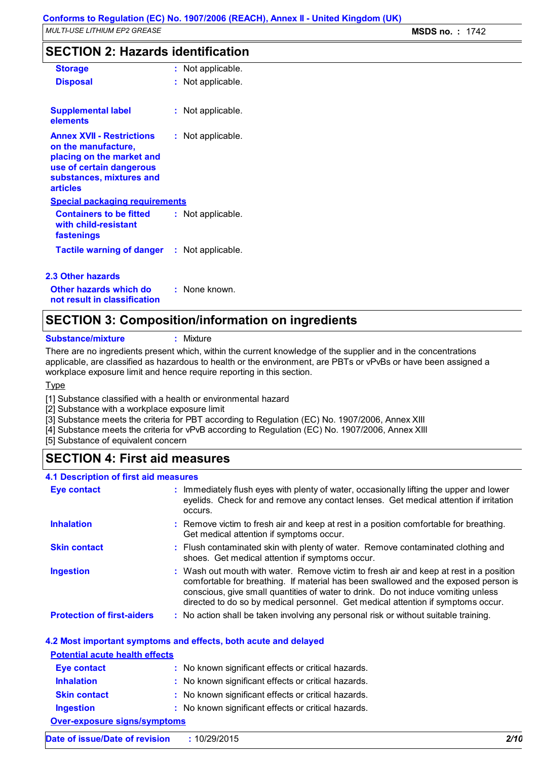## SECTION 2: Hazards identification

| | | |
|---|---|---|
| **Storage** | : | Not applicable. |
| **Disposal** | : | Not applicable. |
| **Supplemental label elements** | : | Not applicable. |
| **Annex XVII - Restrictions on the manufacture, placing on the market and use of certain dangerous substances, mixtures and articles** | : | Not applicable. |

**Special packaging requirements**

| | | |
|---|---|---|
| **Containers to be fitted with child-resistant fastenings** | : | Not applicable. |
| **Tactile warning of danger** | : | Not applicable. |

### 2.3 Other hazards

| | | |
|---|---|---|
| **Other hazards which do not result in classification** | : | None known. |

## SECTION 3: Composition/information on ingredients

**Substance/mixture** : Mixture

There are no ingredients present which, within the current knowledge of the supplier and in the concentrations applicable, are classified as hazardous to health or the environment, are PBTs or vPvBs or have been assigned a workplace exposure limit and hence require reporting in this section.

Type

[1] Substance classified with a health or environmental hazard
[2] Substance with a workplace exposure limit
[3] Substance meets the criteria for PBT according to Regulation (EC) No. 1907/2006, Annex XIII
[4] Substance meets the criteria for vPvB according to Regulation (EC) No. 1907/2006, Annex XIII
[5] Substance of equivalent concern

## SECTION 4: First aid measures

### 4.1 Description of first aid measures

| | | |
|---|---|---|
| **Eye contact** | : | Immediately flush eyes with plenty of water, occasionally lifting the upper and lower eyelids. Check for and remove any contact lenses. Get medical attention if irritation occurs. |
| **Inhalation** | : | Remove victim to fresh air and keep at rest in a position comfortable for breathing. Get medical attention if symptoms occur. |
| **Skin contact** | : | Flush contaminated skin with plenty of water. Remove contaminated clothing and shoes. Get medical attention if symptoms occur. |
| **Ingestion** | : | Wash out mouth with water. Remove victim to fresh air and keep at rest in a position comfortable for breathing. If material has been swallowed and the exposed person is conscious, give small quantities of water to drink. Do not induce vomiting unless directed to do so by medical personnel. Get medical attention if symptoms occur. |
| **Protection of first-aiders** | : | No action shall be taken involving any personal risk or without suitable training. |

### 4.2 Most important symptoms and effects, both acute and delayed

**Potential acute health effects**

| | | |
|---|---|---|
| **Eye contact** | : | No known significant effects or critical hazards. |
| **Inhalation** | : | No known significant effects or critical hazards. |
| **Skin contact** | : | No known significant effects or critical hazards. |
| **Ingestion** | : | No known significant effects or critical hazards. |

**Over-exposure signs/symptoms**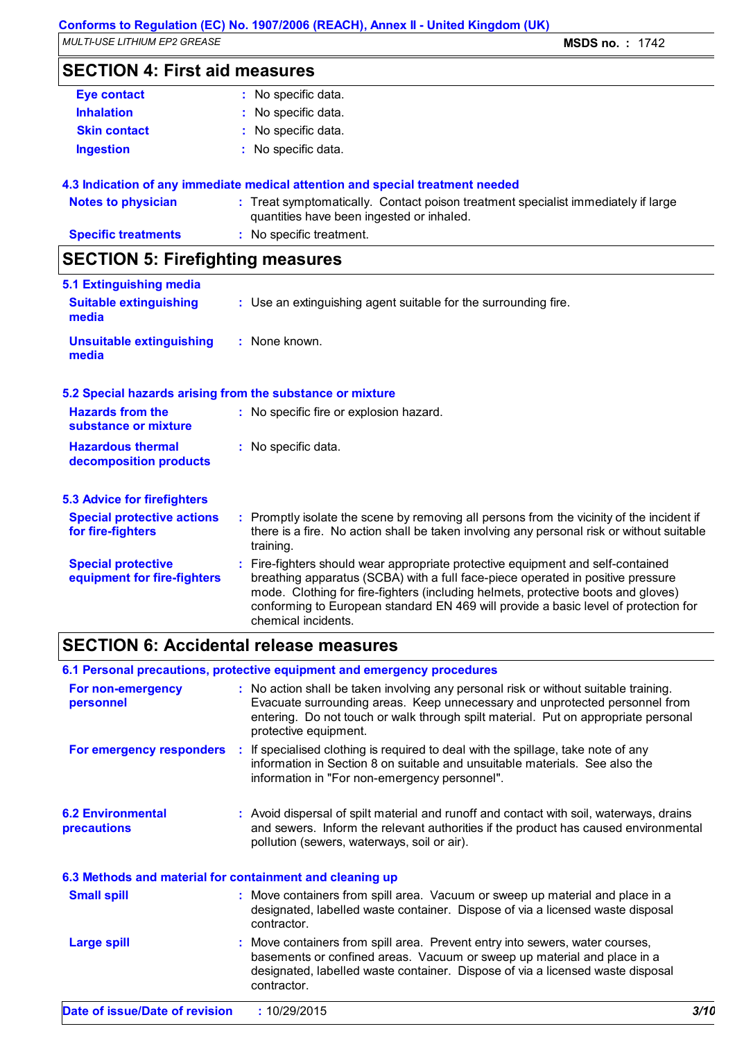## SECTION 4: First aid measures

| | |
|---|---|
| **Eye contact** | : No specific data. |
| **Inhalation** | : No specific data. |
| **Skin contact** | : No specific data. |
| **Ingestion** | : No specific data. |

### 4.3 Indication of any immediate medical attention and special treatment needed

| | |
|---|---|
| **Notes to physician** | : Treat symptomatically. Contact poison treatment specialist immediately if large quantities have been ingested or inhaled. |
| **Specific treatments** | : No specific treatment. |

## SECTION 5: Firefighting measures

### 5.1 Extinguishing media

| | |
|---|---|
| **Suitable extinguishing media** | : Use an extinguishing agent suitable for the surrounding fire. |
| **Unsuitable extinguishing media** | : None known. |

### 5.2 Special hazards arising from the substance or mixture

| | |
|---|---|
| **Hazards from the substance or mixture** | : No specific fire or explosion hazard. |
| **Hazardous thermal decomposition products** | : No specific data. |

### 5.3 Advice for firefighters

| | |
|---|---|
| **Special protective actions for fire-fighters** | : Promptly isolate the scene by removing all persons from the vicinity of the incident if there is a fire. No action shall be taken involving any personal risk or without suitable training. |
| **Special protective equipment for fire-fighters** | : Fire-fighters should wear appropriate protective equipment and self-contained breathing apparatus (SCBA) with a full face-piece operated in positive pressure mode. Clothing for fire-fighters (including helmets, protective boots and gloves) conforming to European standard EN 469 will provide a basic level of protection for chemical incidents. |

## SECTION 6: Accidental release measures

### 6.1 Personal precautions, protective equipment and emergency procedures

| | |
|---|---|
| **For non-emergency personnel** | : No action shall be taken involving any personal risk or without suitable training. Evacuate surrounding areas. Keep unnecessary and unprotected personnel from entering. Do not touch or walk through spilt material. Put on appropriate personal protective equipment. |
| **For emergency responders** | : If specialised clothing is required to deal with the spillage, take note of any information in Section 8 on suitable and unsuitable materials. See also the information in "For non-emergency personnel". |

| | |
|---|---|
| **6.2 Environmental precautions** | : Avoid dispersal of spilt material and runoff and contact with soil, waterways, drains and sewers. Inform the relevant authorities if the product has caused environmental pollution (sewers, waterways, soil or air). |

### 6.3 Methods and material for containment and cleaning up

| | |
|---|---|
| **Small spill** | : Move containers from spill area. Vacuum or sweep up material and place in a designated, labelled waste container. Dispose of via a licensed waste disposal contractor. |
| **Large spill** | : Move containers from spill area. Prevent entry into sewers, water courses, basements or confined areas. Vacuum or sweep up material and place in a designated, labelled waste container. Dispose of via a licensed waste disposal contractor. |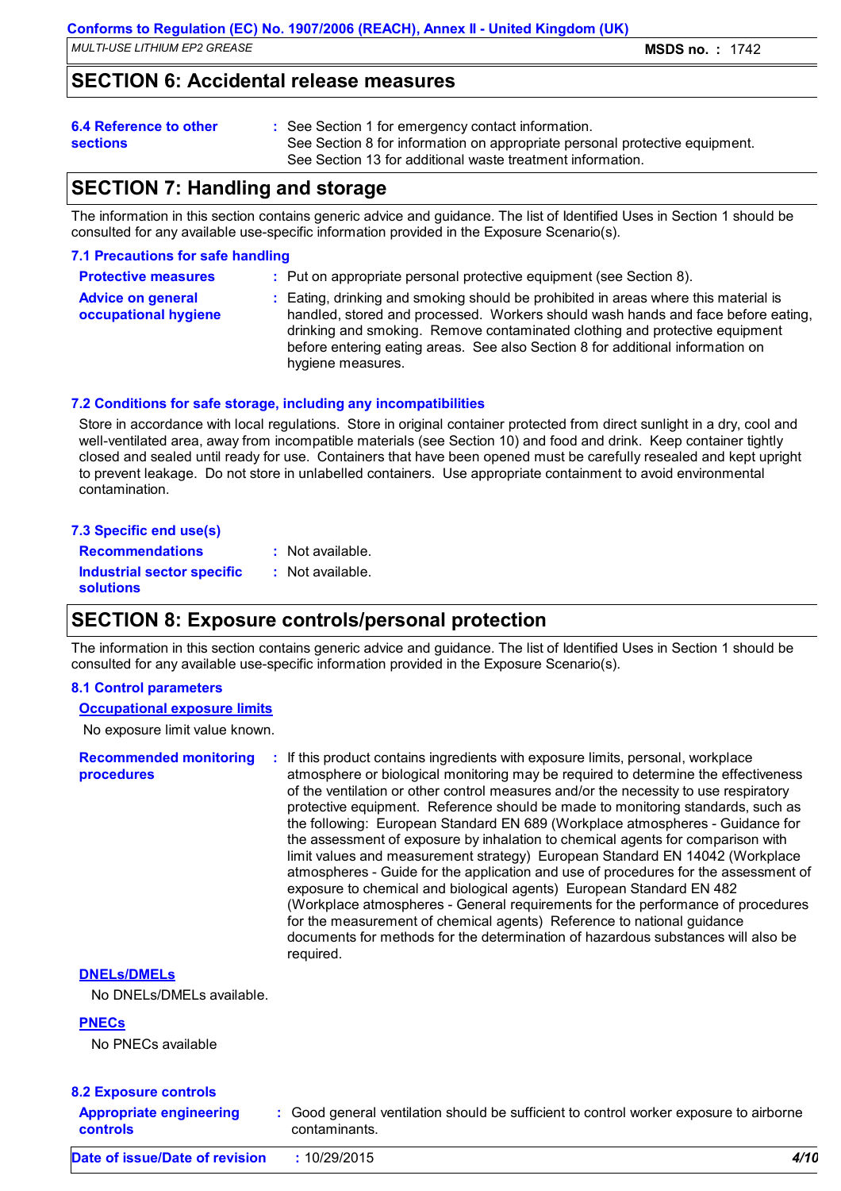## SECTION 6: Accidental release measures

**6.4 Reference to other sections** : See Section 1 for emergency contact information.
See Section 8 for information on appropriate personal protective equipment.
See Section 13 for additional waste treatment information.

## SECTION 7: Handling and storage

The information in this section contains generic advice and guidance. The list of Identified Uses in Section 1 should be consulted for any available use-specific information provided in the Exposure Scenario(s).

### 7.1 Precautions for safe handling

**Protective measures** : Put on appropriate personal protective equipment (see Section 8).

**Advice on general occupational hygiene** : Eating, drinking and smoking should be prohibited in areas where this material is handled, stored and processed. Workers should wash hands and face before eating, drinking and smoking. Remove contaminated clothing and protective equipment before entering eating areas. See also Section 8 for additional information on hygiene measures.

### 7.2 Conditions for safe storage, including any incompatibilities

Store in accordance with local regulations. Store in original container protected from direct sunlight in a dry, cool and well-ventilated area, away from incompatible materials (see Section 10) and food and drink. Keep container tightly closed and sealed until ready for use. Containers that have been opened must be carefully resealed and kept upright to prevent leakage. Do not store in unlabelled containers. Use appropriate containment to avoid environmental contamination.

### 7.3 Specific end use(s)

**Recommendations** : Not available.

**Industrial sector specific solutions** : Not available.

## SECTION 8: Exposure controls/personal protection

The information in this section contains generic advice and guidance. The list of Identified Uses in Section 1 should be consulted for any available use-specific information provided in the Exposure Scenario(s).

### 8.1 Control parameters

**Occupational exposure limits**

No exposure limit value known.

**Recommended monitoring procedures** : If this product contains ingredients with exposure limits, personal, workplace atmosphere or biological monitoring may be required to determine the effectiveness of the ventilation or other control measures and/or the necessity to use respiratory protective equipment. Reference should be made to monitoring standards, such as the following: European Standard EN 689 (Workplace atmospheres - Guidance for the assessment of exposure by inhalation to chemical agents for comparison with limit values and measurement strategy) European Standard EN 14042 (Workplace atmospheres - Guide for the application and use of procedures for the assessment of exposure to chemical and biological agents) European Standard EN 482 (Workplace atmospheres - General requirements for the performance of procedures for the measurement of chemical agents) Reference to national guidance documents for methods for the determination of hazardous substances will also be required.

**DNELs/DMELs**

No DNELs/DMELs available.

**PNECs**

No PNECs available

### 8.2 Exposure controls

**Appropriate engineering controls** : Good general ventilation should be sufficient to control worker exposure to airborne contaminants.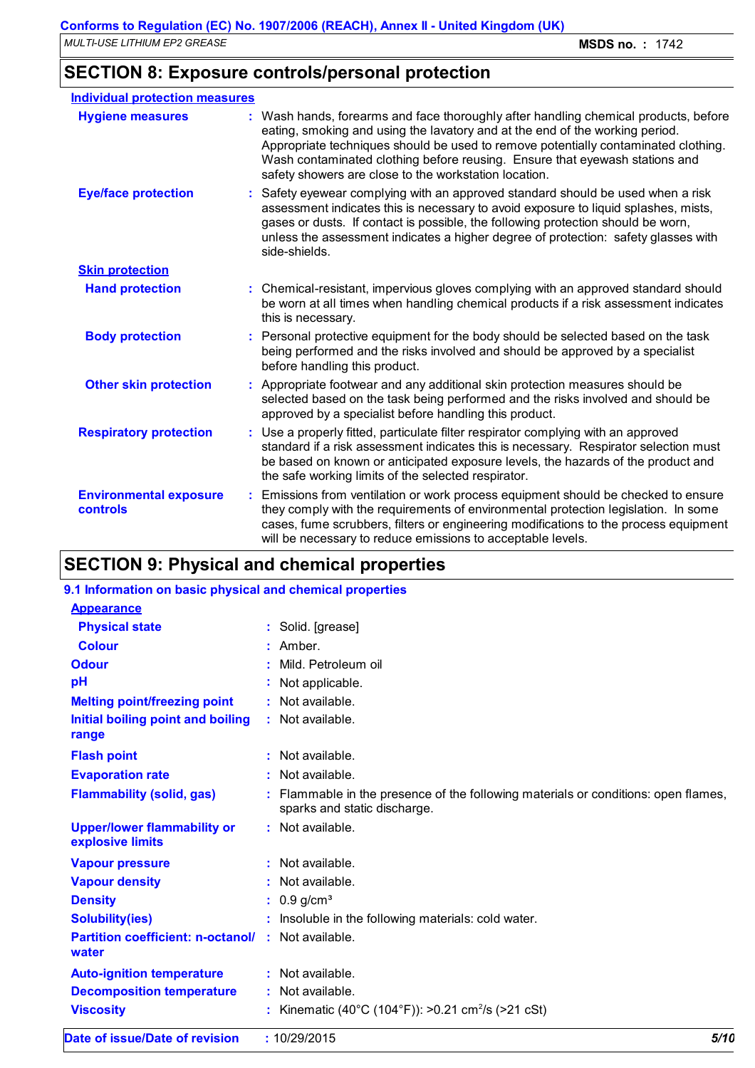## SECTION 8: Exposure controls/personal protection

### Individual protection measures

**Hygiene measures** : Wash hands, forearms and face thoroughly after handling chemical products, before eating, smoking and using the lavatory and at the end of the working period. Appropriate techniques should be used to remove potentially contaminated clothing. Wash contaminated clothing before reusing. Ensure that eyewash stations and safety showers are close to the workstation location.

**Eye/face protection** : Safety eyewear complying with an approved standard should be used when a risk assessment indicates this is necessary to avoid exposure to liquid splashes, mists, gases or dusts. If contact is possible, the following protection should be worn, unless the assessment indicates a higher degree of protection: safety glasses with side-shields.

**Skin protection**

**Hand protection** : Chemical-resistant, impervious gloves complying with an approved standard should be worn at all times when handling chemical products if a risk assessment indicates this is necessary.

**Body protection** : Personal protective equipment for the body should be selected based on the task being performed and the risks involved and should be approved by a specialist before handling this product.

**Other skin protection** : Appropriate footwear and any additional skin protection measures should be selected based on the task being performed and the risks involved and should be approved by a specialist before handling this product.

**Respiratory protection** : Use a properly fitted, particulate filter respirator complying with an approved standard if a risk assessment indicates this is necessary. Respirator selection must be based on known or anticipated exposure levels, the hazards of the product and the safe working limits of the selected respirator.

**Environmental exposure controls** : Emissions from ventilation or work process equipment should be checked to ensure they comply with the requirements of environmental protection legislation. In some cases, fume scrubbers, filters or engineering modifications to the process equipment will be necessary to reduce emissions to acceptable levels.

## SECTION 9: Physical and chemical properties

### 9.1 Information on basic physical and chemical properties

**Appearance**

**Physical state** : Solid. [grease]

**Colour** : Amber.

**Odour** : Mild. Petroleum oil

**pH** : Not applicable.

**Melting point/freezing point** : Not available.

**Initial boiling point and boiling range** : Not available.

**Flash point** : Not available.

**Evaporation rate** : Not available.

**Flammability (solid, gas)** : Flammable in the presence of the following materials or conditions: open flames, sparks and static discharge.

**Upper/lower flammability or explosive limits** : Not available.

**Vapour pressure** : Not available.

**Vapour density** : Not available.

**Density** : 0.9 g/cm³

**Solubility(ies)** : Insoluble in the following materials: cold water.

**Partition coefficient: n-octanol/water** : Not available.

**Auto-ignition temperature** : Not available.

**Decomposition temperature** : Not available.

**Viscosity** : Kinematic (40°C (104°F)): >0.21 $cm^2/s$ (>21 cSt)

**Date of issue/Date of revision** : 10/29/2015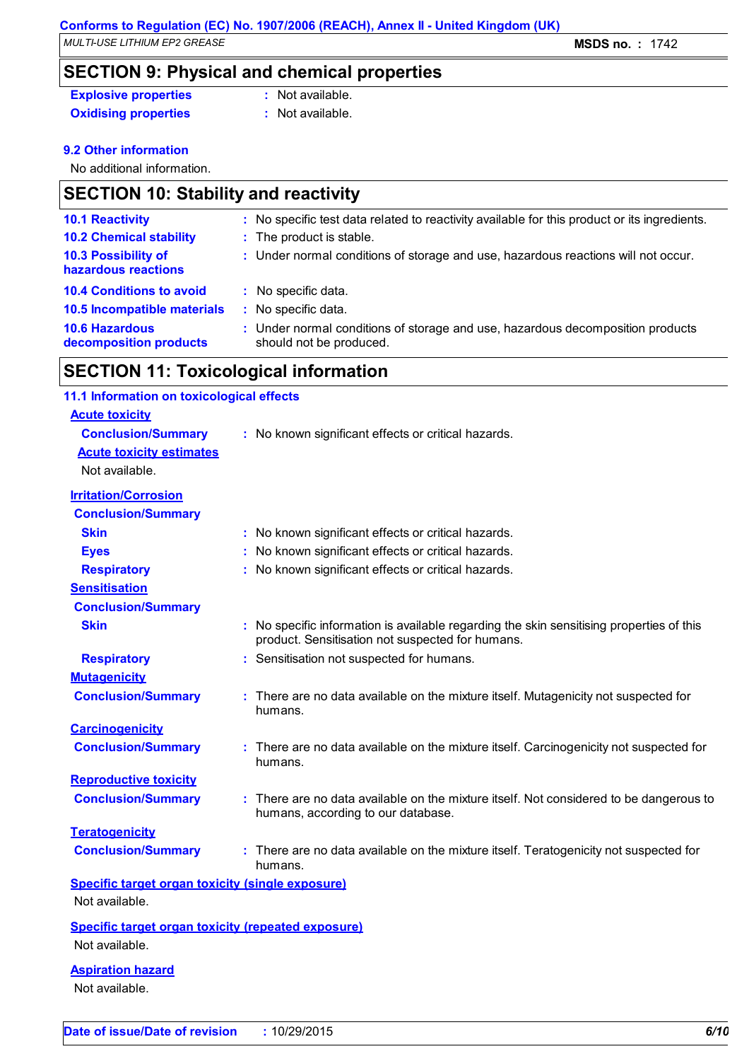## SECTION 9: Physical and chemical properties

| | |
|---|---|
| **Explosive properties** | : Not available. |
| **Oxidising properties** | : Not available. |

### 9.2 Other information

No additional information.

## SECTION 10: Stability and reactivity

| | |
|---|---|
| **10.1 Reactivity** | : No specific test data related to reactivity available for this product or its ingredients. |
| **10.2 Chemical stability** | : The product is stable. |
| **10.3 Possibility of hazardous reactions** | : Under normal conditions of storage and use, hazardous reactions will not occur. |
| **10.4 Conditions to avoid** | : No specific data. |
| **10.5 Incompatible materials** | : No specific data. |
| **10.6 Hazardous decomposition products** | : Under normal conditions of storage and use, hazardous decomposition products should not be produced. |

## SECTION 11: Toxicological information

### 11.1 Information on toxicological effects

**Acute toxicity**

**Conclusion/Summary** : No known significant effects or critical hazards.

**Acute toxicity estimates**

Not available.

**Irritation/Corrosion**

**Conclusion/Summary**

| | |
|---|---|
| **Skin** | : No known significant effects or critical hazards. |
| **Eyes** | : No known significant effects or critical hazards. |
| **Respiratory** | : No known significant effects or critical hazards. |

**Sensitisation**

**Conclusion/Summary**

| | |
|---|---|
| **Skin** | : No specific information is available regarding the skin sensitising properties of this product. Sensitisation not suspected for humans. |
| **Respiratory** | : Sensitisation not suspected for humans. |

**Mutagenicity**

**Conclusion/Summary** : There are no data available on the mixture itself. Mutagenicity not suspected for humans.

**Carcinogenicity**

**Conclusion/Summary** : There are no data available on the mixture itself. Carcinogenicity not suspected for humans.

**Reproductive toxicity**

**Conclusion/Summary** : There are no data available on the mixture itself. Not considered to be dangerous to humans, according to our database.

**Teratogenicity**

**Conclusion/Summary** : There are no data available on the mixture itself. Teratogenicity not suspected for humans.

**Specific target organ toxicity (single exposure)**

Not available.

**Specific target organ toxicity (repeated exposure)**

Not available.

**Aspiration hazard**

Not available.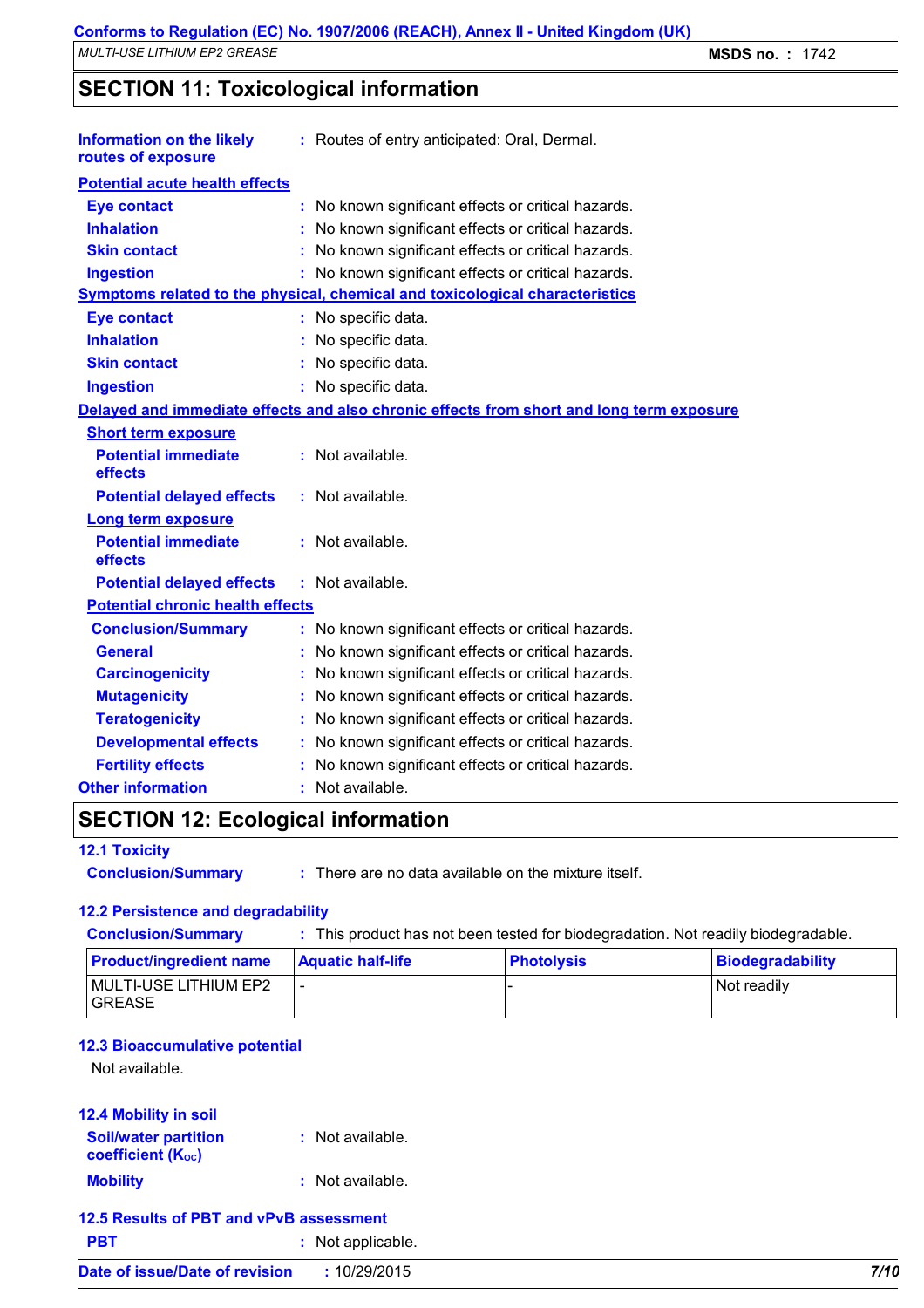## SECTION 11: Toxicological information

**Information on the likely routes of exposure** : Routes of entry anticipated: Oral, Dermal.

**Potential acute health effects**

- **Eye contact** : No known significant effects or critical hazards.
- **Inhalation** : No known significant effects or critical hazards.
- **Skin contact** : No known significant effects or critical hazards.
- **Ingestion** : No known significant effects or critical hazards.

**Symptoms related to the physical, chemical and toxicological characteristics**

- **Eye contact** : No specific data.
- **Inhalation** : No specific data.
- **Skin contact** : No specific data.
- **Ingestion** : No specific data.

**Delayed and immediate effects and also chronic effects from short and long term exposure**

**Short term exposure**

- **Potential immediate effects** : Not available.
- **Potential delayed effects** : Not available.

**Long term exposure**

- **Potential immediate effects** : Not available.
- **Potential delayed effects** : Not available.

**Potential chronic health effects**

- **Conclusion/Summary** : No known significant effects or critical hazards.
- **General** : No known significant effects or critical hazards.
- **Carcinogenicity** : No known significant effects or critical hazards.
- **Mutagenicity** : No known significant effects or critical hazards.
- **Teratogenicity** : No known significant effects or critical hazards.
- **Developmental effects** : No known significant effects or critical hazards.
- **Fertility effects** : No known significant effects or critical hazards.

**Other information** : Not available.

## SECTION 12: Ecological information

### 12.1 Toxicity

**Conclusion/Summary** : There are no data available on the mixture itself.

### 12.2 Persistence and degradability

**Conclusion/Summary** : This product has not been tested for biodegradation. Not readily biodegradable.

| Product/ingredient name | Aquatic half-life | Photolysis | Biodegradability |
|---|---|---|---|
| MULTI-USE LITHIUM EP2 GREASE | - | - | Not readily |

### 12.3 Bioaccumulative potential

Not available.

### 12.4 Mobility in soil

**Soil/water partition coefficient ($K_{OC}$)** : Not available.

**Mobility** : Not available.

### 12.5 Results of PBT and vPvB assessment

**PBT** : Not applicable.

**Date of issue/Date of revision** : 10/29/2015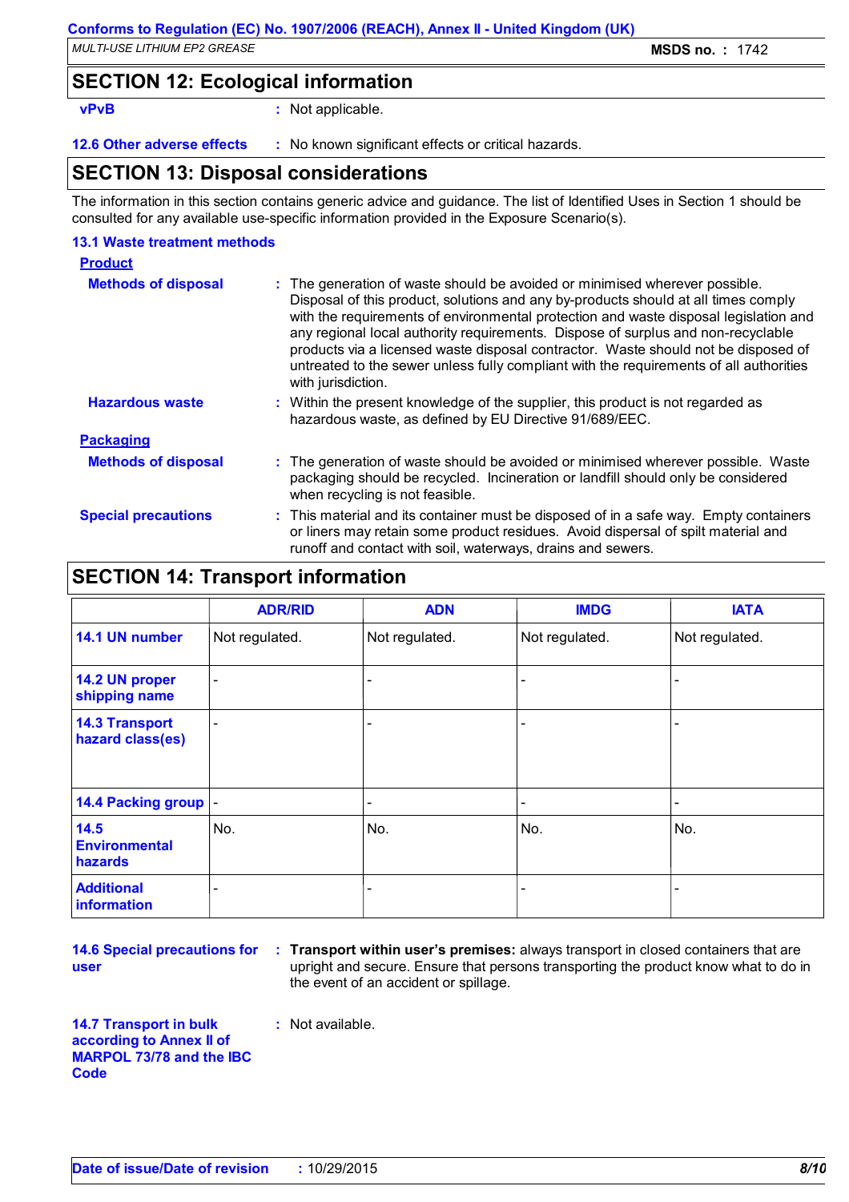## SECTION 12: Ecological information

**vPvB** : Not applicable.

**12.6 Other adverse effects** : No known significant effects or critical hazards.

## SECTION 13: Disposal considerations

The information in this section contains generic advice and guidance. The list of Identified Uses in Section 1 should be consulted for any available use-specific information provided in the Exposure Scenario(s).

### 13.1 Waste treatment methods

**Product**

**Methods of disposal** : The generation of waste should be avoided or minimised wherever possible. Disposal of this product, solutions and any by-products should at all times comply with the requirements of environmental protection and waste disposal legislation and any regional local authority requirements. Dispose of surplus and non-recyclable products via a licensed waste disposal contractor. Waste should not be disposed of untreated to the sewer unless fully compliant with the requirements of all authorities with jurisdiction.

**Hazardous waste** : Within the present knowledge of the supplier, this product is not regarded as hazardous waste, as defined by EU Directive 91/689/EEC.

**Packaging**

**Methods of disposal** : The generation of waste should be avoided or minimised wherever possible. Waste packaging should be recycled. Incineration or landfill should only be considered when recycling is not feasible.

**Special precautions** : This material and its container must be disposed of in a safe way. Empty containers or liners may retain some product residues. Avoid dispersal of spilt material and runoff and contact with soil, waterways, drains and sewers.

## SECTION 14: Transport information

| | ADR/RID | ADN | IMDG | IATA |
|---|---|---|---|---|
| **14.1 UN number** | Not regulated. | Not regulated. | Not regulated. | Not regulated. |
| **14.2 UN proper shipping name** | - | - | - | - |
| **14.3 Transport hazard class(es)** | - | - | - | - |
| **14.4 Packing group** | - | - | - | - |
| **14.5 Environmental hazards** | No. | No. | No. | No. |
| **Additional information** | - | - | - | - |

**14.6 Special precautions for user** : **Transport within user's premises:** always transport in closed containers that are upright and secure. Ensure that persons transporting the product know what to do in the event of an accident or spillage.

**14.7 Transport in bulk according to Annex II of MARPOL 73/78 and the IBC Code** : Not available.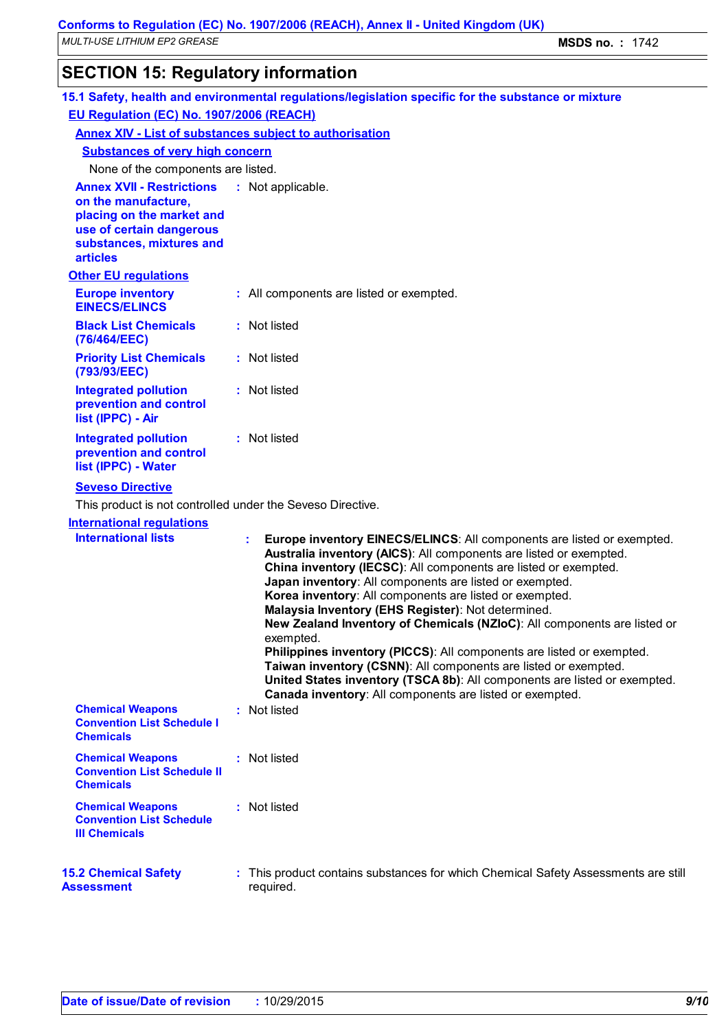# SECTION 15: Regulatory information

## 15.1 Safety, health and environmental regulations/legislation specific for the substance or mixture

### EU Regulation (EC) No. 1907/2006 (REACH)

#### Annex XIV - List of substances subject to authorisation

##### Substances of very high concern

None of the components are listed.

**Annex XVII - Restrictions on the manufacture, placing on the market and use of certain dangerous substances, mixtures and articles** : Not applicable.

### Other EU regulations

**Europe inventory EINECS/ELINCS** : All components are listed or exempted.

**Black List Chemicals (76/464/EEC)** : Not listed

**Priority List Chemicals (793/93/EEC)** : Not listed

**Integrated pollution prevention and control list (IPPC) - Air** : Not listed

**Integrated pollution prevention and control list (IPPC) - Water** : Not listed

### Seveso Directive

This product is not controlled under the Seveso Directive.

### International regulations

**International lists** :

**Europe inventory EINECS/ELINCS**: All components are listed or exempted.
**Australia inventory (AICS)**: All components are listed or exempted.
**China inventory (IECSC)**: All components are listed or exempted.
**Japan inventory**: All components are listed or exempted.
**Korea inventory**: All components are listed or exempted.
**Malaysia Inventory (EHS Register)**: Not determined.
**New Zealand Inventory of Chemicals (NZIoC)**: All components are listed or exempted.
**Philippines inventory (PICCS)**: All components are listed or exempted.
**Taiwan inventory (CSNN)**: All components are listed or exempted.
**United States inventory (TSCA 8b)**: All components are listed or exempted.
**Canada inventory**: All components are listed or exempted.

**Chemical Weapons Convention List Schedule I Chemicals** : Not listed

**Chemical Weapons Convention List Schedule II Chemicals** : Not listed

**Chemical Weapons Convention List Schedule III Chemicals** : Not listed

## 15.2 Chemical Safety Assessment

: This product contains substances for which Chemical Safety Assessments are still required.

**Date of issue/Date of revision** : 10/29/2015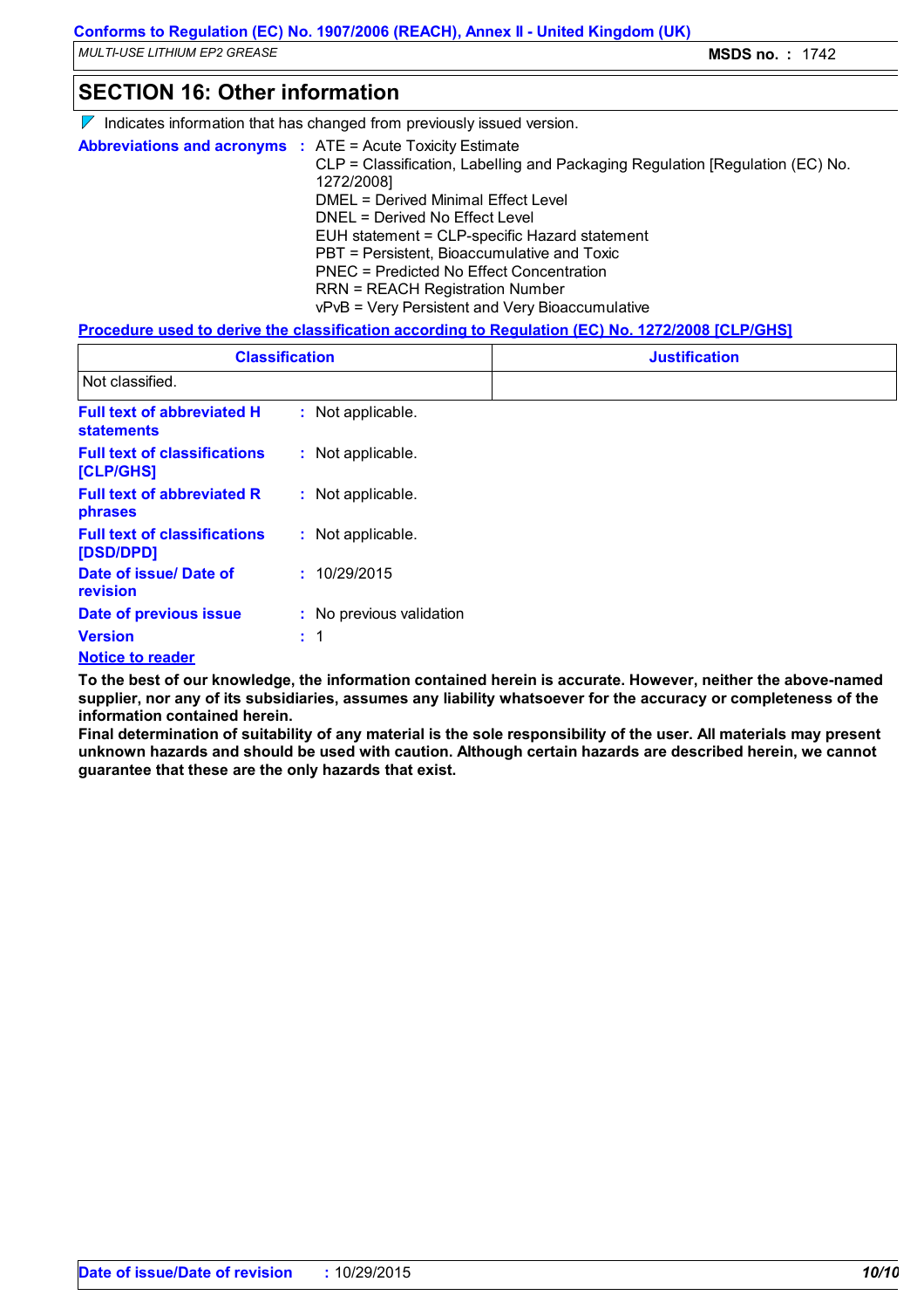## SECTION 16: Other information

Indicates information that has changed from previously issued version.

**Abbreviations and acronyms** : ATE = Acute Toxicity Estimate
CLP = Classification, Labelling and Packaging Regulation [Regulation (EC) No. 1272/2008]
DMEL = Derived Minimal Effect Level
DNEL = Derived No Effect Level
EUH statement = CLP-specific Hazard statement
PBT = Persistent, Bioaccumulative and Toxic
PNEC = Predicted No Effect Concentration
RRN = REACH Registration Number
vPvB = Very Persistent and Very Bioaccumulative

**Procedure used to derive the classification according to Regulation (EC) No. 1272/2008 [CLP/GHS]**

| Classification | Justification |
| --- | --- |
| Not classified. | |

**Full text of abbreviated H statements** : Not applicable.

**Full text of classifications [CLP/GHS]** : Not applicable.

**Full text of abbreviated R phrases** : Not applicable.

**Full text of classifications [DSD/DPD]** : Not applicable.

**Date of issue/ Date of revision** : 10/29/2015

**Date of previous issue** : No previous validation

**Version** : 1

**Notice to reader**

**To the best of our knowledge, the information contained herein is accurate. However, neither the above-named supplier, nor any of its subsidiaries, assumes any liability whatsoever for the accuracy or completeness of the information contained herein.**
**Final determination of suitability of any material is the sole responsibility of the user. All materials may present unknown hazards and should be used with caution. Although certain hazards are described herein, we cannot guarantee that these are the only hazards that exist.**